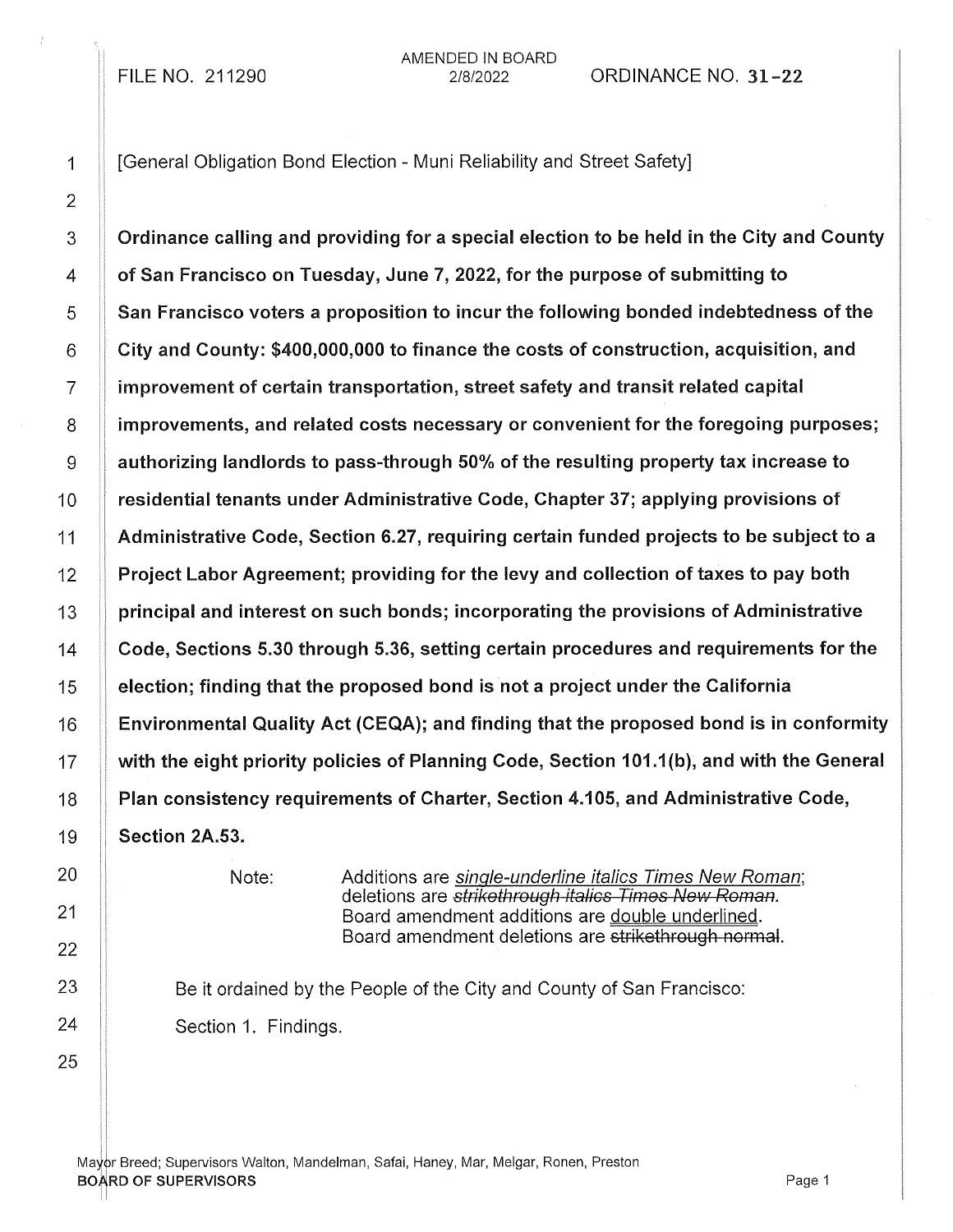FILE NO. 211290

AMENDED IN BOARD
2/8/2022

ORDINANCE NO. 31-22

[General Obligation Bond Election - Muni Reliability and Street Safety]

**Ordinance calling and providing for a special election to be held in the City and County of San Francisco on Tuesday, June 7, 2022, for the purpose of submitting to San Francisco voters a proposition to incur the following bonded indebtedness of the City and County: $400,000,000 to finance the costs of construction, acquisition, and improvement of certain transportation, street safety and transit related capital improvements, and related costs necessary or convenient for the foregoing purposes; authorizing landlords to pass-through 50% of the resulting property tax increase to residential tenants under Administrative Code, Chapter 37; applying provisions of Administrative Code, Section 6.27, requiring certain funded projects to be subject to a Project Labor Agreement; providing for the levy and collection of taxes to pay both principal and interest on such bonds; incorporating the provisions of Administrative Code, Sections 5.30 through 5.36, setting certain procedures and requirements for the election; finding that the proposed bond is not a project under the California Environmental Quality Act (CEQA); and finding that the proposed bond is in conformity with the eight priority policies of Planning Code, Section 101.1(b), and with the General Plan consistency requirements of Charter, Section 4.105, and Administrative Code, Section 2A.53.**

Note: Additions are *single-underline italics Times New Roman*; deletions are ~~*strikethrough italics Times New Roman*~~. Board amendment additions are double underlined. Board amendment deletions are ~~strikethrough normal~~.

Be it ordained by the People of the City and County of San Francisco:

Section 1. Findings.

Mayor Breed; Supervisors Walton, Mandelman, Safai, Haney, Mar, Melgar, Ronen, Preston
BOARD OF SUPERVISORS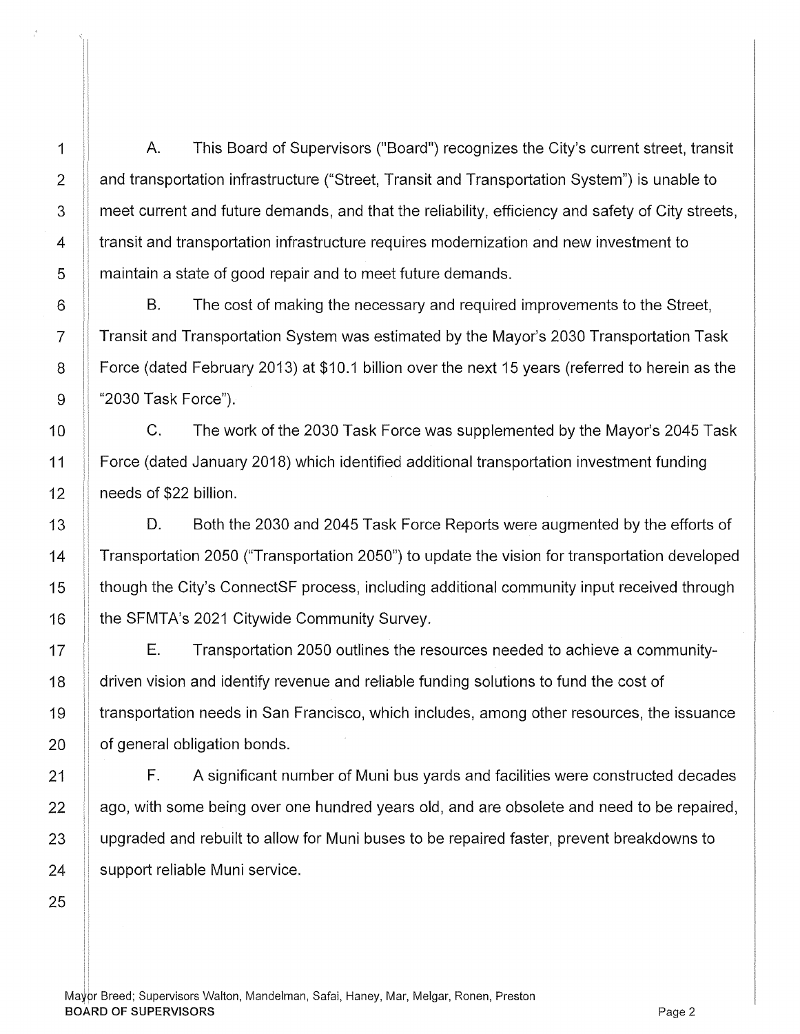A. This Board of Supervisors ("Board") recognizes the City's current street, transit and transportation infrastructure ("Street, Transit and Transportation System") is unable to meet current and future demands, and that the reliability, efficiency and safety of City streets, transit and transportation infrastructure requires modernization and new investment to maintain a state of good repair and to meet future demands.

B. The cost of making the necessary and required improvements to the Street, Transit and Transportation System was estimated by the Mayor's 2030 Transportation Task Force (dated February 2013) at $10.1 billion over the next 15 years (referred to herein as the "2030 Task Force").

C. The work of the 2030 Task Force was supplemented by the Mayor's 2045 Task Force (dated January 2018) which identified additional transportation investment funding needs of $22 billion.

D. Both the 2030 and 2045 Task Force Reports were augmented by the efforts of Transportation 2050 ("Transportation 2050") to update the vision for transportation developed though the City's ConnectSF process, including additional community input received through the SFMTA's 2021 Citywide Community Survey.

E. Transportation 2050 outlines the resources needed to achieve a community-driven vision and identify revenue and reliable funding solutions to fund the cost of transportation needs in San Francisco, which includes, among other resources, the issuance of general obligation bonds.

F. A significant number of Muni bus yards and facilities were constructed decades ago, with some being over one hundred years old, and are obsolete and need to be repaired, upgraded and rebuilt to allow for Muni buses to be repaired faster, prevent breakdowns to support reliable Muni service.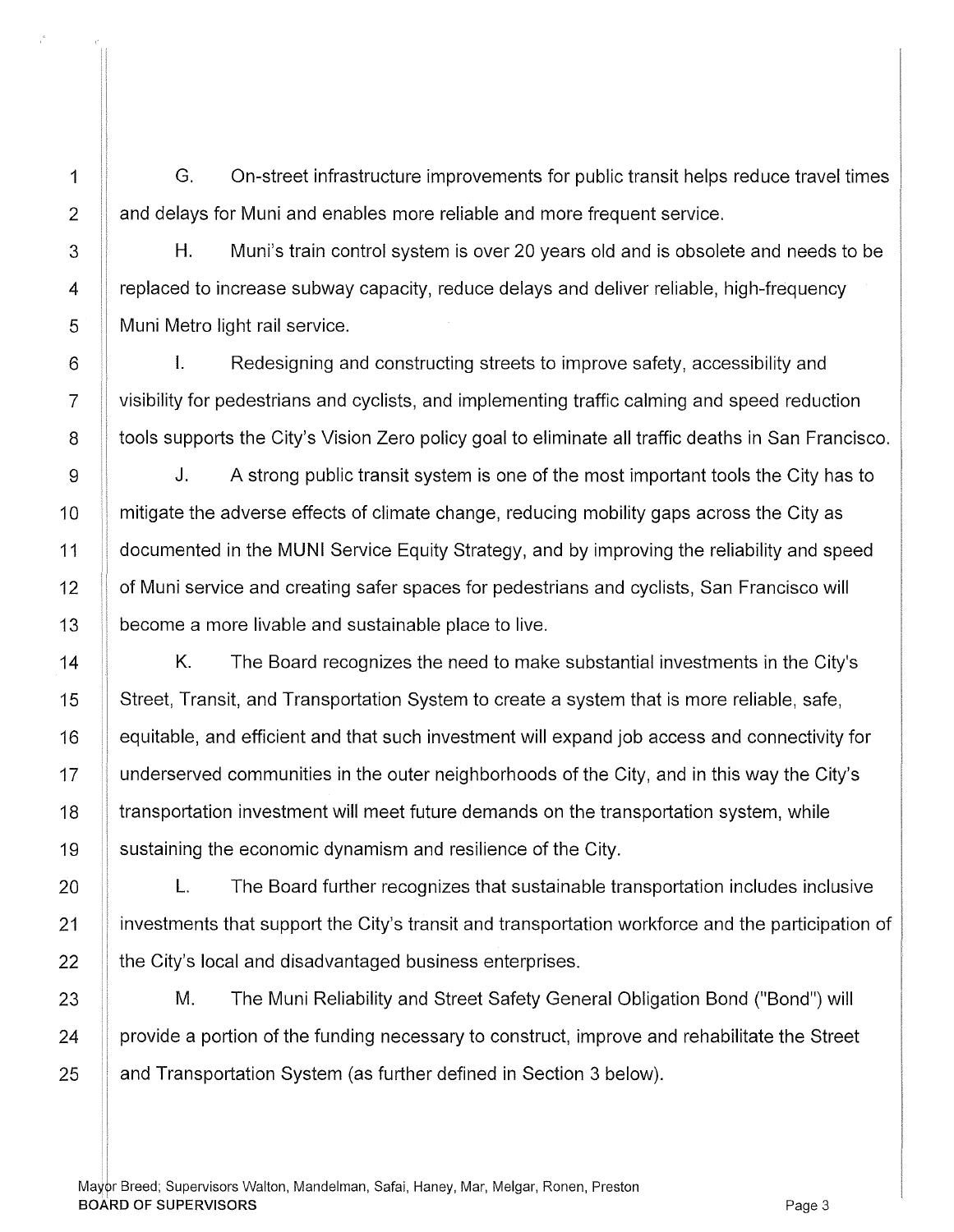G. On-street infrastructure improvements for public transit helps reduce travel times and delays for Muni and enables more reliable and more frequent service.

H. Muni's train control system is over 20 years old and is obsolete and needs to be replaced to increase subway capacity, reduce delays and deliver reliable, high-frequency Muni Metro light rail service.

I. Redesigning and constructing streets to improve safety, accessibility and visibility for pedestrians and cyclists, and implementing traffic calming and speed reduction tools supports the City's Vision Zero policy goal to eliminate all traffic deaths in San Francisco.

J. A strong public transit system is one of the most important tools the City has to mitigate the adverse effects of climate change, reducing mobility gaps across the City as documented in the MUNI Service Equity Strategy, and by improving the reliability and speed of Muni service and creating safer spaces for pedestrians and cyclists, San Francisco will become a more livable and sustainable place to live.

K. The Board recognizes the need to make substantial investments in the City's Street, Transit, and Transportation System to create a system that is more reliable, safe, equitable, and efficient and that such investment will expand job access and connectivity for underserved communities in the outer neighborhoods of the City, and in this way the City's transportation investment will meet future demands on the transportation system, while sustaining the economic dynamism and resilience of the City.

L. The Board further recognizes that sustainable transportation includes inclusive investments that support the City's transit and transportation workforce and the participation of the City's local and disadvantaged business enterprises.

M. The Muni Reliability and Street Safety General Obligation Bond ("Bond") will provide a portion of the funding necessary to construct, improve and rehabilitate the Street and Transportation System (as further defined in Section 3 below).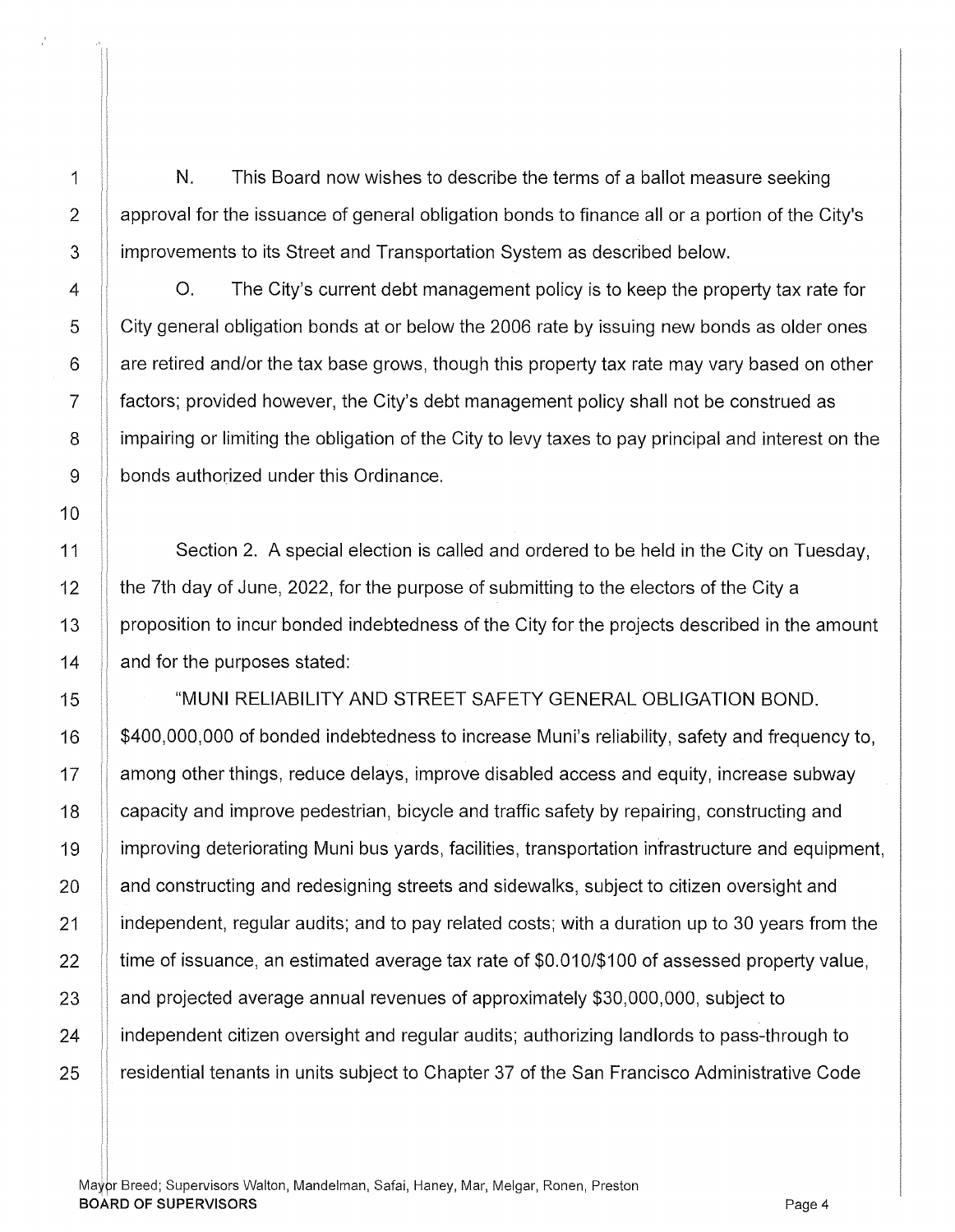N. This Board now wishes to describe the terms of a ballot measure seeking approval for the issuance of general obligation bonds to finance all or a portion of the City's improvements to its Street and Transportation System as described below.

O. The City's current debt management policy is to keep the property tax rate for City general obligation bonds at or below the 2006 rate by issuing new bonds as older ones are retired and/or the tax base grows, though this property tax rate may vary based on other factors; provided however, the City's debt management policy shall not be construed as impairing or limiting the obligation of the City to levy taxes to pay principal and interest on the bonds authorized under this Ordinance.

Section 2. A special election is called and ordered to be held in the City on Tuesday, the 7th day of June, 2022, for the purpose of submitting to the electors of the City a proposition to incur bonded indebtedness of the City for the projects described in the amount and for the purposes stated:

"MUNI RELIABILITY AND STREET SAFETY GENERAL OBLIGATION BOND. $400,000,000 of bonded indebtedness to increase Muni's reliability, safety and frequency to, among other things, reduce delays, improve disabled access and equity, increase subway capacity and improve pedestrian, bicycle and traffic safety by repairing, constructing and improving deteriorating Muni bus yards, facilities, transportation infrastructure and equipment, and constructing and redesigning streets and sidewalks, subject to citizen oversight and independent, regular audits; and to pay related costs; with a duration up to 30 years from the time of issuance, an estimated average tax rate of $0.010/$100 of assessed property value, and projected average annual revenues of approximately $30,000,000, subject to independent citizen oversight and regular audits; authorizing landlords to pass-through to residential tenants in units subject to Chapter 37 of the San Francisco Administrative Code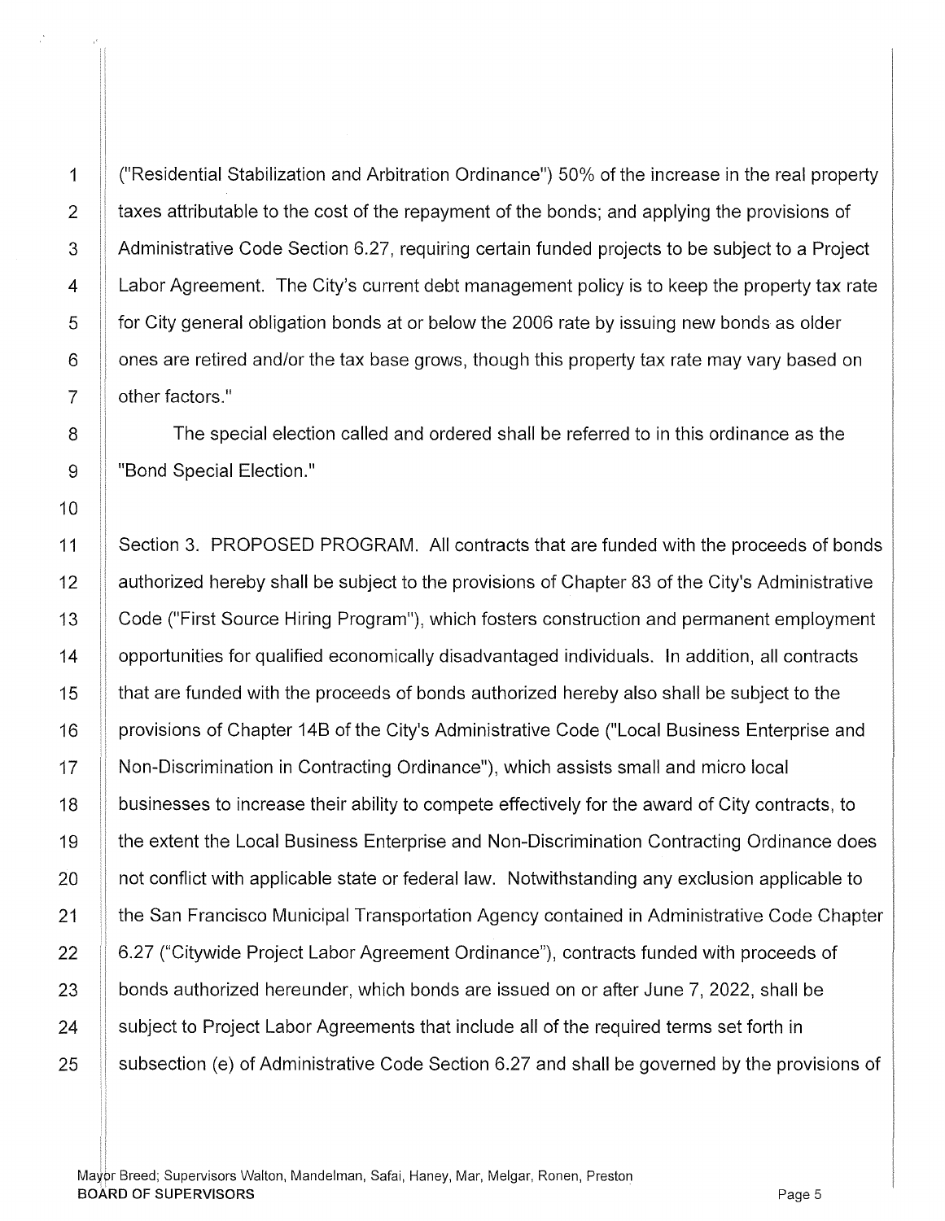("Residential Stabilization and Arbitration Ordinance") 50% of the increase in the real property taxes attributable to the cost of the repayment of the bonds; and applying the provisions of Administrative Code Section 6.27, requiring certain funded projects to be subject to a Project Labor Agreement. The City's current debt management policy is to keep the property tax rate for City general obligation bonds at or below the 2006 rate by issuing new bonds as older ones are retired and/or the tax base grows, though this property tax rate may vary based on other factors."

The special election called and ordered shall be referred to in this ordinance as the "Bond Special Election."

Section 3. PROPOSED PROGRAM. All contracts that are funded with the proceeds of bonds authorized hereby shall be subject to the provisions of Chapter 83 of the City's Administrative Code ("First Source Hiring Program"), which fosters construction and permanent employment opportunities for qualified economically disadvantaged individuals. In addition, all contracts that are funded with the proceeds of bonds authorized hereby also shall be subject to the provisions of Chapter 14B of the City's Administrative Code ("Local Business Enterprise and Non-Discrimination in Contracting Ordinance"), which assists small and micro local businesses to increase their ability to compete effectively for the award of City contracts, to the extent the Local Business Enterprise and Non-Discrimination Contracting Ordinance does not conflict with applicable state or federal law. Notwithstanding any exclusion applicable to the San Francisco Municipal Transportation Agency contained in Administrative Code Chapter 6.27 ("Citywide Project Labor Agreement Ordinance"), contracts funded with proceeds of bonds authorized hereunder, which bonds are issued on or after June 7, 2022, shall be subject to Project Labor Agreements that include all of the required terms set forth in subsection (e) of Administrative Code Section 6.27 and shall be governed by the provisions of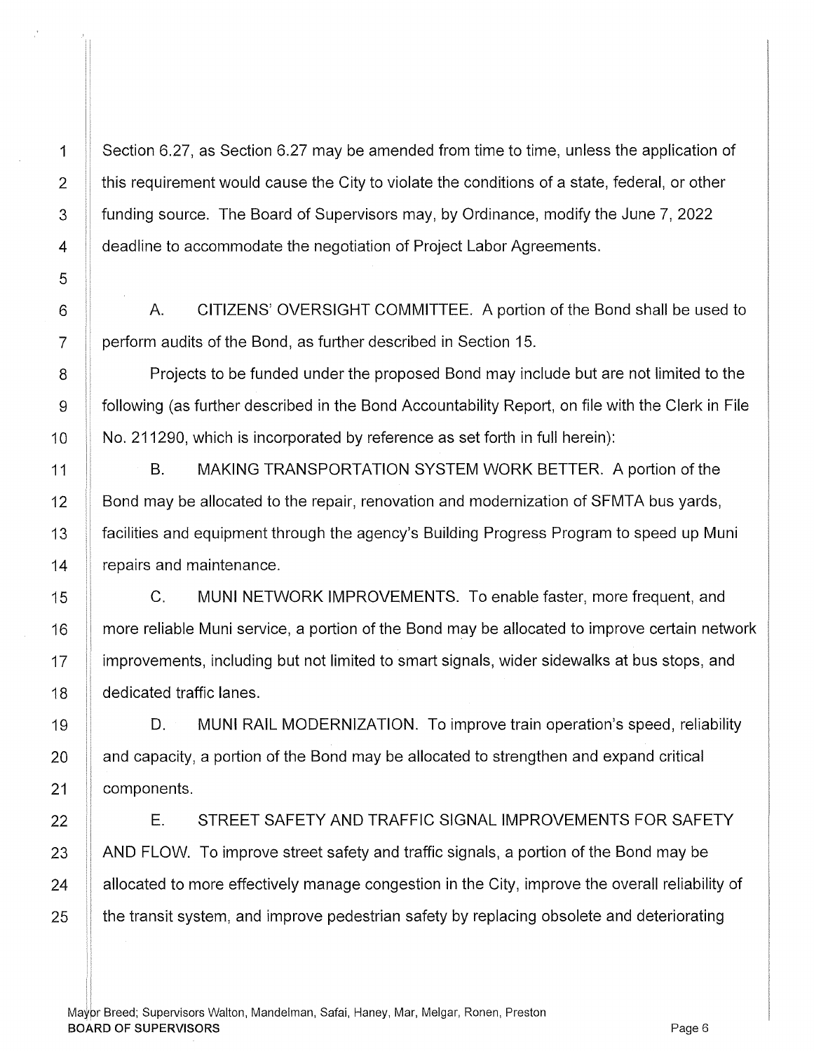Section 6.27, as Section 6.27 may be amended from time to time, unless the application of this requirement would cause the City to violate the conditions of a state, federal, or other funding source. The Board of Supervisors may, by Ordinance, modify the June 7, 2022 deadline to accommodate the negotiation of Project Labor Agreements.

A. CITIZENS' OVERSIGHT COMMITTEE. A portion of the Bond shall be used to perform audits of the Bond, as further described in Section 15.

Projects to be funded under the proposed Bond may include but are not limited to the following (as further described in the Bond Accountability Report, on file with the Clerk in File No. 211290, which is incorporated by reference as set forth in full herein):

B. MAKING TRANSPORTATION SYSTEM WORK BETTER. A portion of the Bond may be allocated to the repair, renovation and modernization of SFMTA bus yards, facilities and equipment through the agency's Building Progress Program to speed up Muni repairs and maintenance.

C. MUNI NETWORK IMPROVEMENTS. To enable faster, more frequent, and more reliable Muni service, a portion of the Bond may be allocated to improve certain network improvements, including but not limited to smart signals, wider sidewalks at bus stops, and dedicated traffic lanes.

D. MUNI RAIL MODERNIZATION. To improve train operation's speed, reliability and capacity, a portion of the Bond may be allocated to strengthen and expand critical components.

E. STREET SAFETY AND TRAFFIC SIGNAL IMPROVEMENTS FOR SAFETY AND FLOW. To improve street safety and traffic signals, a portion of the Bond may be allocated to more effectively manage congestion in the City, improve the overall reliability of the transit system, and improve pedestrian safety by replacing obsolete and deteriorating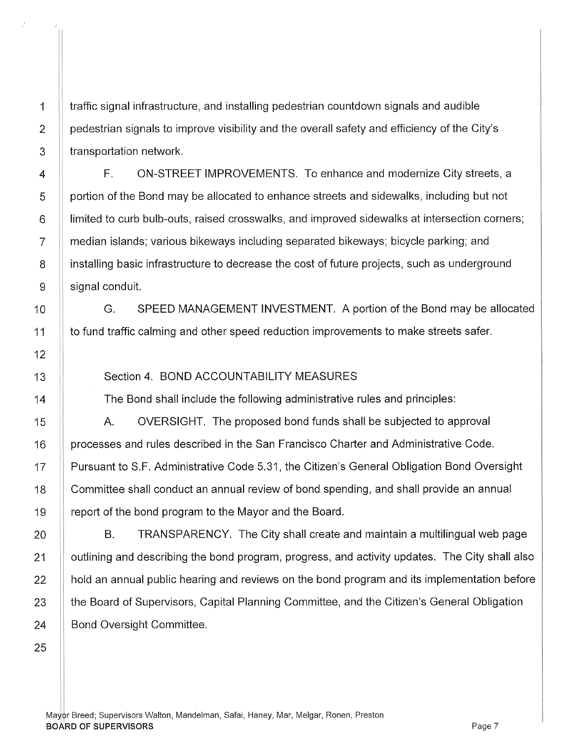traffic signal infrastructure, and installing pedestrian countdown signals and audible pedestrian signals to improve visibility and the overall safety and efficiency of the City's transportation network.

F. ON-STREET IMPROVEMENTS. To enhance and modernize City streets, a portion of the Bond may be allocated to enhance streets and sidewalks, including but not limited to curb bulb-outs, raised crosswalks, and improved sidewalks at intersection corners; median islands; various bikeways including separated bikeways; bicycle parking; and installing basic infrastructure to decrease the cost of future projects, such as underground signal conduit.

G. SPEED MANAGEMENT INVESTMENT. A portion of the Bond may be allocated to fund traffic calming and other speed reduction improvements to make streets safer.

Section 4. BOND ACCOUNTABILITY MEASURES

The Bond shall include the following administrative rules and principles:

A. OVERSIGHT. The proposed bond funds shall be subjected to approval processes and rules described in the San Francisco Charter and Administrative Code. Pursuant to S.F. Administrative Code 5.31, the Citizen's General Obligation Bond Oversight Committee shall conduct an annual review of bond spending, and shall provide an annual report of the bond program to the Mayor and the Board.

B. TRANSPARENCY. The City shall create and maintain a multilingual web page outlining and describing the bond program, progress, and activity updates. The City shall also hold an annual public hearing and reviews on the bond program and its implementation before the Board of Supervisors, Capital Planning Committee, and the Citizen's General Obligation Bond Oversight Committee.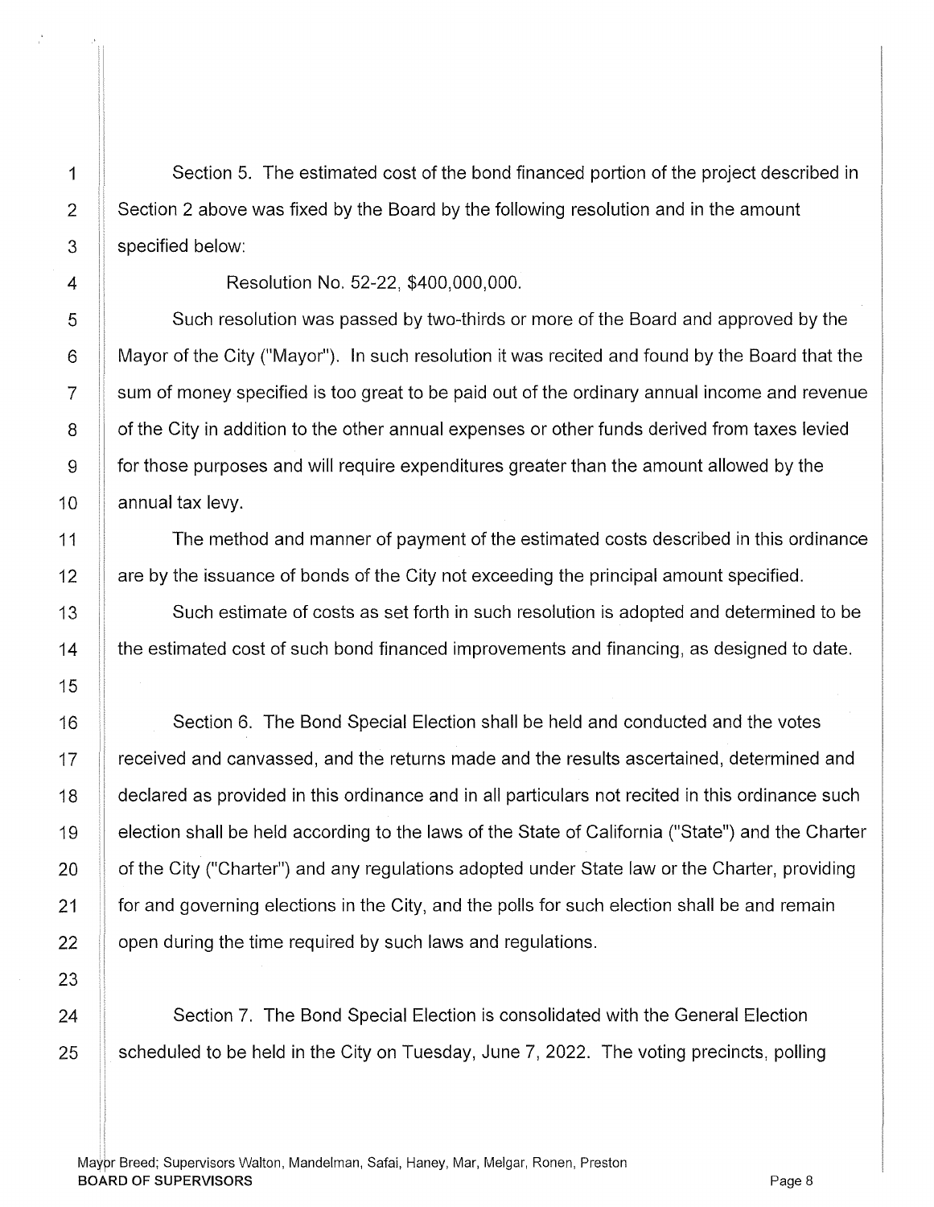Section 5. The estimated cost of the bond financed portion of the project described in Section 2 above was fixed by the Board by the following resolution and in the amount specified below:

Resolution No. 52-22, $400,000,000.

Such resolution was passed by two-thirds or more of the Board and approved by the Mayor of the City ("Mayor"). In such resolution it was recited and found by the Board that the sum of money specified is too great to be paid out of the ordinary annual income and revenue of the City in addition to the other annual expenses or other funds derived from taxes levied for those purposes and will require expenditures greater than the amount allowed by the annual tax levy.

The method and manner of payment of the estimated costs described in this ordinance are by the issuance of bonds of the City not exceeding the principal amount specified.

Such estimate of costs as set forth in such resolution is adopted and determined to be the estimated cost of such bond financed improvements and financing, as designed to date.

Section 6. The Bond Special Election shall be held and conducted and the votes received and canvassed, and the returns made and the results ascertained, determined and declared as provided in this ordinance and in all particulars not recited in this ordinance such election shall be held according to the laws of the State of California ("State") and the Charter of the City ("Charter") and any regulations adopted under State law or the Charter, providing for and governing elections in the City, and the polls for such election shall be and remain open during the time required by such laws and regulations.

Section 7. The Bond Special Election is consolidated with the General Election scheduled to be held in the City on Tuesday, June 7, 2022. The voting precincts, polling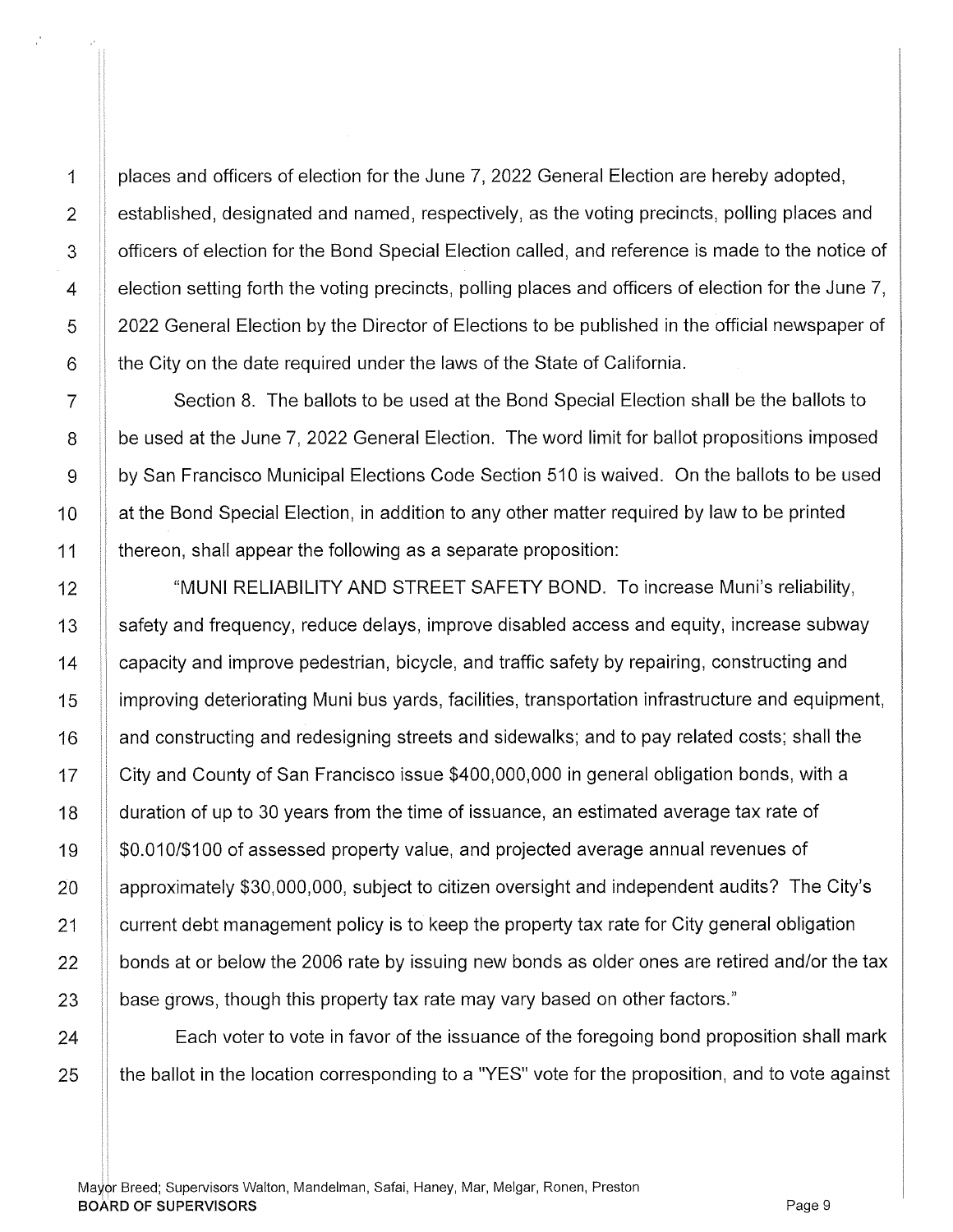places and officers of election for the June 7, 2022 General Election are hereby adopted, established, designated and named, respectively, as the voting precincts, polling places and officers of election for the Bond Special Election called, and reference is made to the notice of election setting forth the voting precincts, polling places and officers of election for the June 7, 2022 General Election by the Director of Elections to be published in the official newspaper of the City on the date required under the laws of the State of California.

Section 8. The ballots to be used at the Bond Special Election shall be the ballots to be used at the June 7, 2022 General Election. The word limit for ballot propositions imposed by San Francisco Municipal Elections Code Section 510 is waived. On the ballots to be used at the Bond Special Election, in addition to any other matter required by law to be printed thereon, shall appear the following as a separate proposition:

"MUNI RELIABILITY AND STREET SAFETY BOND. To increase Muni's reliability, safety and frequency, reduce delays, improve disabled access and equity, increase subway capacity and improve pedestrian, bicycle, and traffic safety by repairing, constructing and improving deteriorating Muni bus yards, facilities, transportation infrastructure and equipment, and constructing and redesigning streets and sidewalks; and to pay related costs; shall the City and County of San Francisco issue $400,000,000 in general obligation bonds, with a duration of up to 30 years from the time of issuance, an estimated average tax rate of $0.010/$100 of assessed property value, and projected average annual revenues of approximately $30,000,000, subject to citizen oversight and independent audits? The City's current debt management policy is to keep the property tax rate for City general obligation bonds at or below the 2006 rate by issuing new bonds as older ones are retired and/or the tax base grows, though this property tax rate may vary based on other factors."

Each voter to vote in favor of the issuance of the foregoing bond proposition shall mark the ballot in the location corresponding to a "YES" vote for the proposition, and to vote against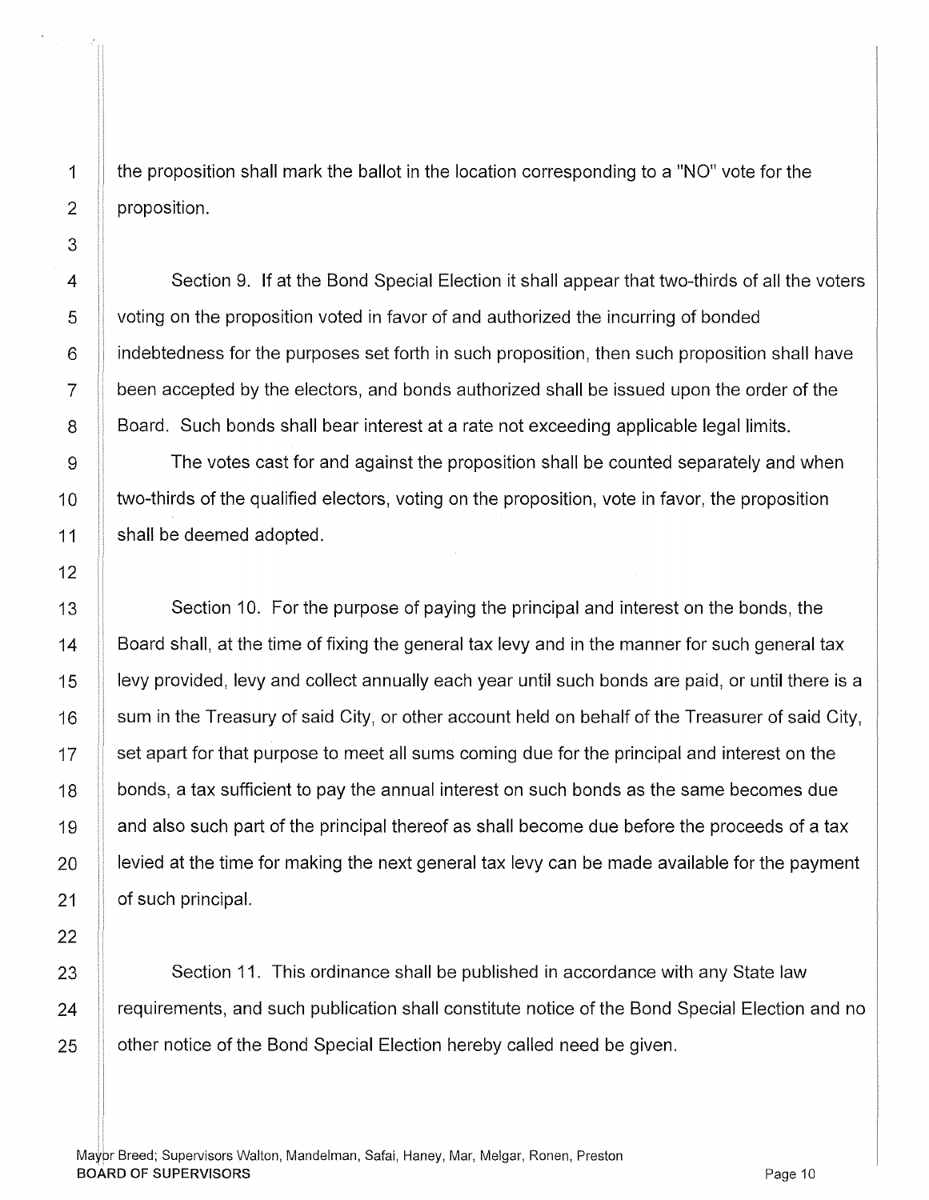the proposition shall mark the ballot in the location corresponding to a "NO" vote for the proposition.

Section 9. If at the Bond Special Election it shall appear that two-thirds of all the voters voting on the proposition voted in favor of and authorized the incurring of bonded indebtedness for the purposes set forth in such proposition, then such proposition shall have been accepted by the electors, and bonds authorized shall be issued upon the order of the Board. Such bonds shall bear interest at a rate not exceeding applicable legal limits.

The votes cast for and against the proposition shall be counted separately and when two-thirds of the qualified electors, voting on the proposition, vote in favor, the proposition shall be deemed adopted.

Section 10. For the purpose of paying the principal and interest on the bonds, the Board shall, at the time of fixing the general tax levy and in the manner for such general tax levy provided, levy and collect annually each year until such bonds are paid, or until there is a sum in the Treasury of said City, or other account held on behalf of the Treasurer of said City, set apart for that purpose to meet all sums coming due for the principal and interest on the bonds, a tax sufficient to pay the annual interest on such bonds as the same becomes due and also such part of the principal thereof as shall become due before the proceeds of a tax levied at the time for making the next general tax levy can be made available for the payment of such principal.

Section 11. This ordinance shall be published in accordance with any State law requirements, and such publication shall constitute notice of the Bond Special Election and no other notice of the Bond Special Election hereby called need be given.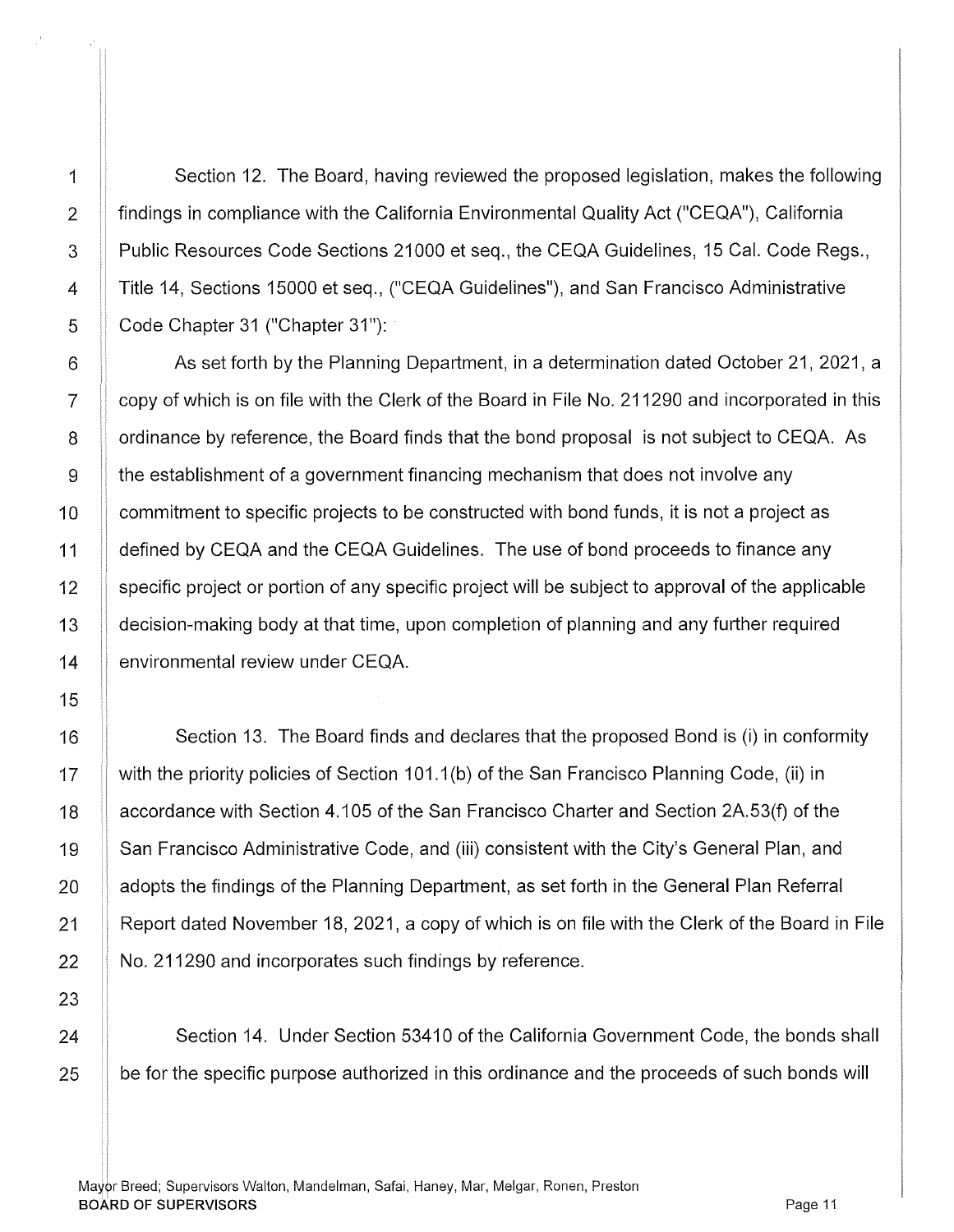Section 12. The Board, having reviewed the proposed legislation, makes the following findings in compliance with the California Environmental Quality Act ("CEQA"), California Public Resources Code Sections 21000 et seq., the CEQA Guidelines, 15 Cal. Code Regs., Title 14, Sections 15000 et seq., ("CEQA Guidelines"), and San Francisco Administrative Code Chapter 31 ("Chapter 31"):

As set forth by the Planning Department, in a determination dated October 21, 2021, a copy of which is on file with the Clerk of the Board in File No. 211290 and incorporated in this ordinance by reference, the Board finds that the bond proposal is not subject to CEQA. As the establishment of a government financing mechanism that does not involve any commitment to specific projects to be constructed with bond funds, it is not a project as defined by CEQA and the CEQA Guidelines. The use of bond proceeds to finance any specific project or portion of any specific project will be subject to approval of the applicable decision-making body at that time, upon completion of planning and any further required environmental review under CEQA.

Section 13. The Board finds and declares that the proposed Bond is (i) in conformity with the priority policies of Section 101.1(b) of the San Francisco Planning Code, (ii) in accordance with Section 4.105 of the San Francisco Charter and Section 2A.53(f) of the San Francisco Administrative Code, and (iii) consistent with the City's General Plan, and adopts the findings of the Planning Department, as set forth in the General Plan Referral Report dated November 18, 2021, a copy of which is on file with the Clerk of the Board in File No. 211290 and incorporates such findings by reference.

Section 14. Under Section 53410 of the California Government Code, the bonds shall be for the specific purpose authorized in this ordinance and the proceeds of such bonds will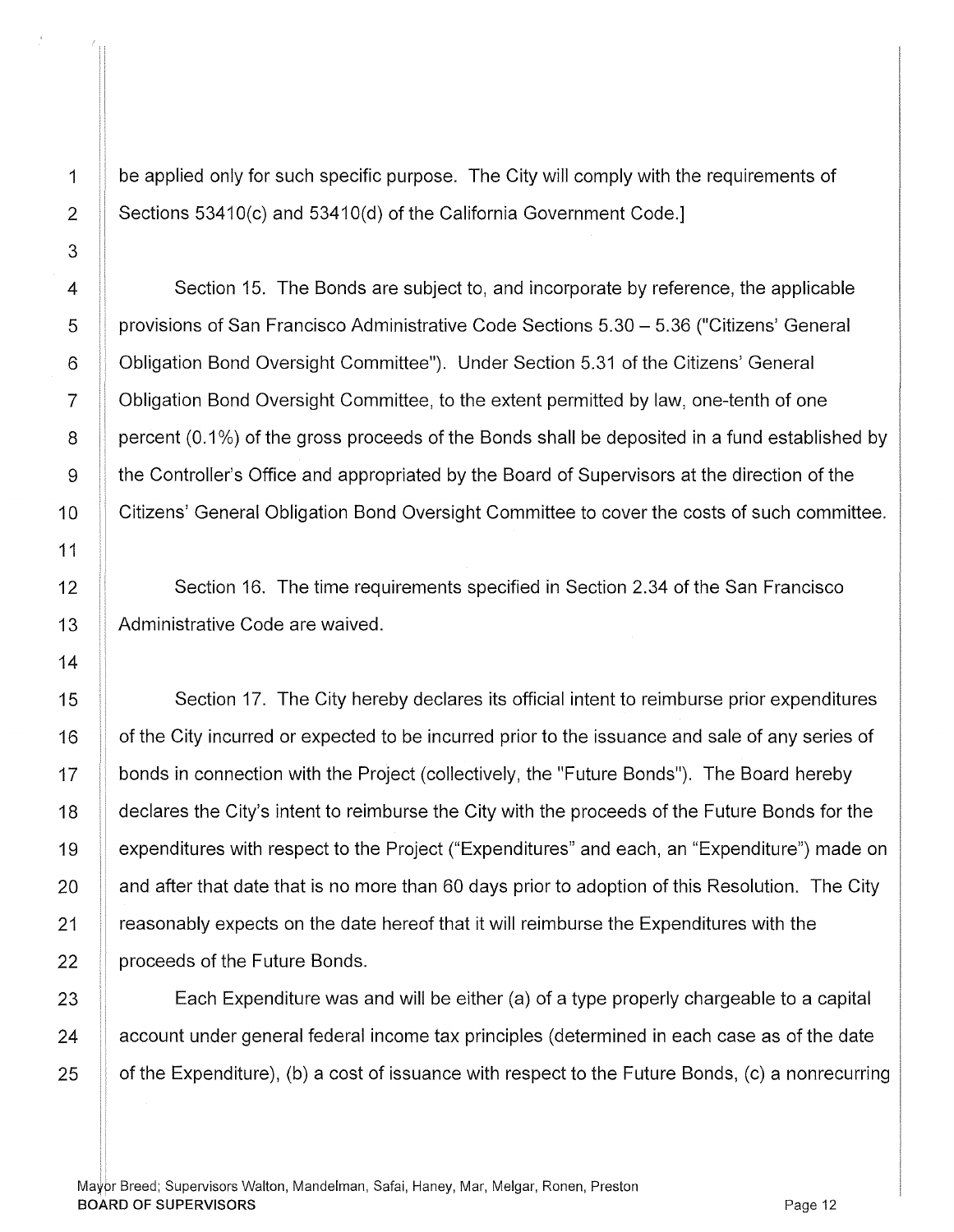be applied only for such specific purpose. The City will comply with the requirements of Sections 53410(c) and 53410(d) of the California Government Code.]

Section 15. The Bonds are subject to, and incorporate by reference, the applicable provisions of San Francisco Administrative Code Sections 5.30 – 5.36 ("Citizens' General Obligation Bond Oversight Committee"). Under Section 5.31 of the Citizens' General Obligation Bond Oversight Committee, to the extent permitted by law, one-tenth of one percent (0.1%) of the gross proceeds of the Bonds shall be deposited in a fund established by the Controller's Office and appropriated by the Board of Supervisors at the direction of the Citizens' General Obligation Bond Oversight Committee to cover the costs of such committee.

Section 16. The time requirements specified in Section 2.34 of the San Francisco Administrative Code are waived.

Section 17. The City hereby declares its official intent to reimburse prior expenditures of the City incurred or expected to be incurred prior to the issuance and sale of any series of bonds in connection with the Project (collectively, the "Future Bonds"). The Board hereby declares the City's intent to reimburse the City with the proceeds of the Future Bonds for the expenditures with respect to the Project ("Expenditures" and each, an "Expenditure") made on and after that date that is no more than 60 days prior to adoption of this Resolution. The City reasonably expects on the date hereof that it will reimburse the Expenditures with the proceeds of the Future Bonds.

Each Expenditure was and will be either (a) of a type properly chargeable to a capital account under general federal income tax principles (determined in each case as of the date of the Expenditure), (b) a cost of issuance with respect to the Future Bonds, (c) a nonrecurring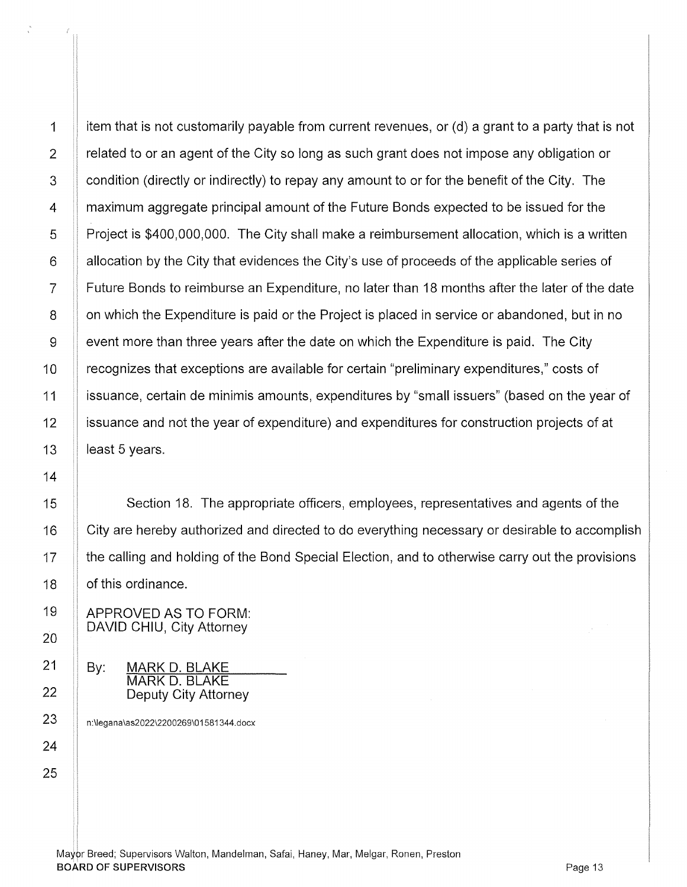item that is not customarily payable from current revenues, or (d) a grant to a party that is not related to or an agent of the City so long as such grant does not impose any obligation or condition (directly or indirectly) to repay any amount to or for the benefit of the City. The maximum aggregate principal amount of the Future Bonds expected to be issued for the Project is $400,000,000. The City shall make a reimbursement allocation, which is a written allocation by the City that evidences the City's use of proceeds of the applicable series of Future Bonds to reimburse an Expenditure, no later than 18 months after the later of the date on which the Expenditure is paid or the Project is placed in service or abandoned, but in no event more than three years after the date on which the Expenditure is paid. The City recognizes that exceptions are available for certain "preliminary expenditures," costs of issuance, certain de minimis amounts, expenditures by "small issuers" (based on the year of issuance and not the year of expenditure) and expenditures for construction projects of at least 5 years.

Section 18. The appropriate officers, employees, representatives and agents of the City are hereby authorized and directed to do everything necessary or desirable to accomplish the calling and holding of the Bond Special Election, and to otherwise carry out the provisions of this ordinance.

APPROVED AS TO FORM:
DAVID CHIU, City Attorney

By: MARK D. BLAKE
MARK D. BLAKE
Deputy City Attorney

n:\legana\as2022\2200269\01581344.docx

Mayor Breed; Supervisors Walton, Mandelman, Safai, Haney, Mar, Melgar, Ronen, Preston
**BOARD OF SUPERVISORS**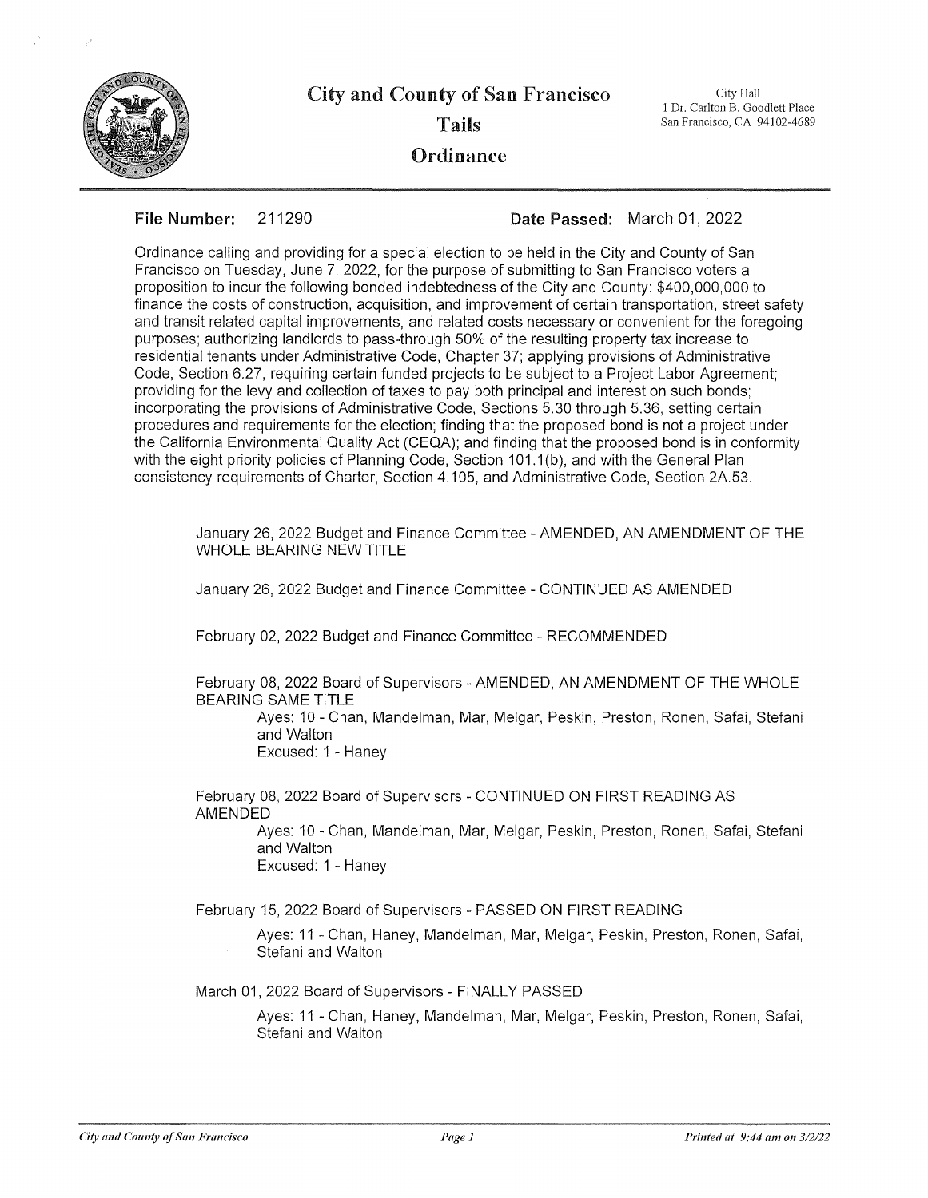# City and County of San Francisco

## Tails

## Ordinance

City Hall
1 Dr. Carlton B. Goodlett Place
San Francisco, CA 94102-4689

**File Number:** 211290 **Date Passed:** March 01, 2022

Ordinance calling and providing for a special election to be held in the City and County of San Francisco on Tuesday, June 7, 2022, for the purpose of submitting to San Francisco voters a proposition to incur the following bonded indebtedness of the City and County: $400,000,000 to finance the costs of construction, acquisition, and improvement of certain transportation, street safety and transit related capital improvements, and related costs necessary or convenient for the foregoing purposes; authorizing landlords to pass-through 50% of the resulting property tax increase to residential tenants under Administrative Code, Chapter 37; applying provisions of Administrative Code, Section 6.27, requiring certain funded projects to be subject to a Project Labor Agreement; providing for the levy and collection of taxes to pay both principal and interest on such bonds; incorporating the provisions of Administrative Code, Sections 5.30 through 5.36, setting certain procedures and requirements for the election; finding that the proposed bond is not a project under the California Environmental Quality Act (CEQA); and finding that the proposed bond is in conformity with the eight priority policies of Planning Code, Section 101.1(b), and with the General Plan consistency requirements of Charter, Section 4.105, and Administrative Code, Section 2A.53.

January 26, 2022 Budget and Finance Committee - AMENDED, AN AMENDMENT OF THE WHOLE BEARING NEW TITLE

January 26, 2022 Budget and Finance Committee - CONTINUED AS AMENDED

February 02, 2022 Budget and Finance Committee - RECOMMENDED

February 08, 2022 Board of Supervisors - AMENDED, AN AMENDMENT OF THE WHOLE BEARING SAME TITLE

> Ayes: 10 - Chan, Mandelman, Mar, Melgar, Peskin, Preston, Ronen, Safai, Stefani and Walton
> Excused: 1 - Haney

February 08, 2022 Board of Supervisors - CONTINUED ON FIRST READING AS AMENDED

> Ayes: 10 - Chan, Mandelman, Mar, Melgar, Peskin, Preston, Ronen, Safai, Stefani and Walton
> Excused: 1 - Haney

February 15, 2022 Board of Supervisors - PASSED ON FIRST READING

> Ayes: 11 - Chan, Haney, Mandelman, Mar, Melgar, Peskin, Preston, Ronen, Safai, Stefani and Walton

March 01, 2022 Board of Supervisors - FINALLY PASSED

> Ayes: 11 - Chan, Haney, Mandelman, Mar, Melgar, Peskin, Preston, Ronen, Safai, Stefani and Walton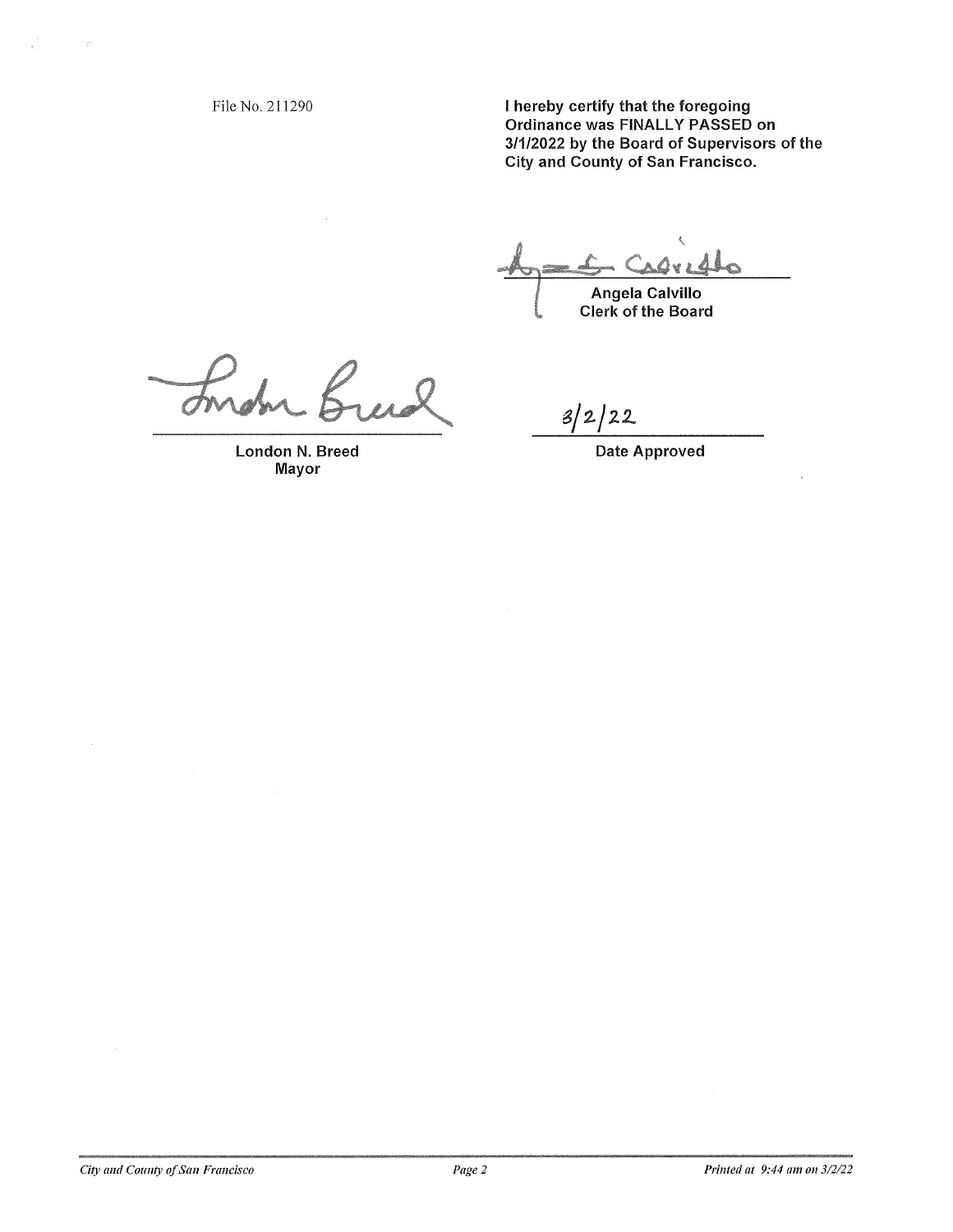File No. 211290

**I hereby certify that the foregoing Ordinance was FINALLY PASSED on 3/1/2022 by the Board of Supervisors of the City and County of San Francisco.**

**Angela Calvillo**
**Clerk of the Board**

**London N. Breed**
**Mayor**

3/2/22
**Date Approved**